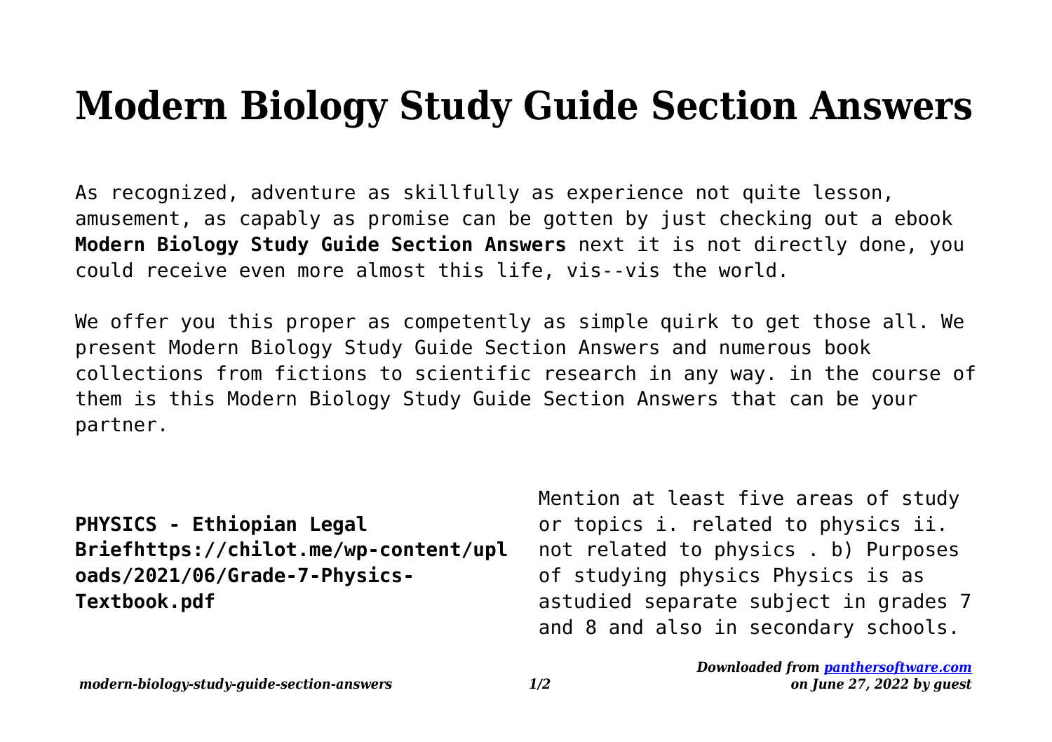# Modern Biology Study Guide Section Answers

As recognized, adventure as skillfully as experience not quite lesson, amusement, as capably as promise can be gotten by just checking out a ebook **Modern Biology Study Guide Section Answers** next it is not directly done, you could receive even more almost this life, vis--vis the world.

We offer you this proper as competently as simple quirk to get those all. We present Modern Biology Study Guide Section Answers and numerous book collections from fictions to scientific research in any way. in the course of them is this Modern Biology Study Guide Section Answers that can be your partner.

**PHYSICS - Ethiopian Legal Briefhttps://chilot.me/wp-content/uploads/2021/06/Grade-7-Physics-Textbook.pdf**

Mention at least five areas of study or topics i. related to physics ii. not related to physics . b) Purposes of studying physics Physics is as astudied separate subject in grades 7 and 8 and also in secondary schools.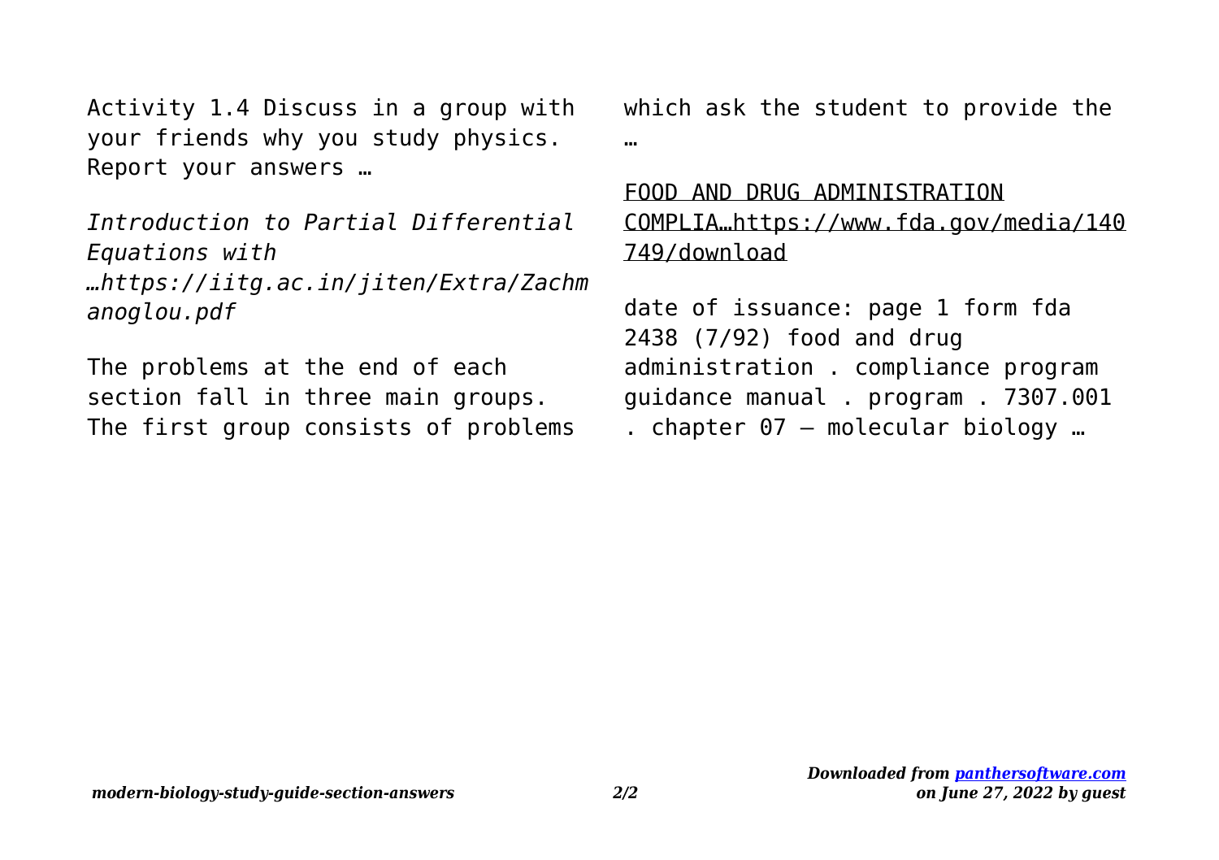Activity 1.4 Discuss in a group with your friends why you study physics. Report your answers …

*Introduction to Partial Differential Equations with …https://iitg.ac.in/jiten/Extra/Zachmanoglou.pdf*

The problems at the end of each section fall in three main groups. The first group consists of problems which ask the student to provide the …

FOOD AND DRUG ADMINISTRATION COMPLIA…https://www.fda.gov/media/140749/download

date of issuance: page 1 form fda 2438 (7/92) food and drug administration . compliance program guidance manual . program . 7307.001 . chapter 07 – molecular biology …